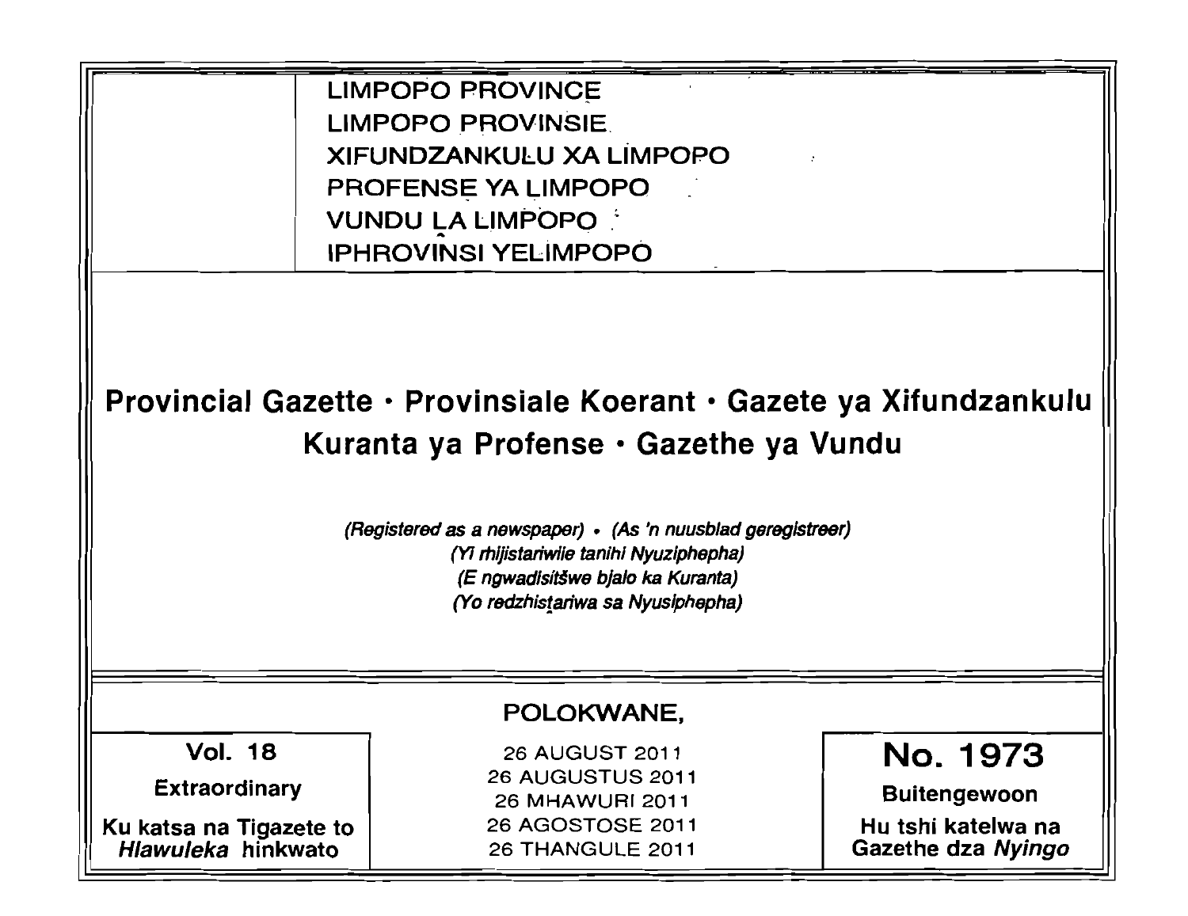LIMPOPO PROVINCE

LIMPOPO PROVINSIE

XIFUNDZANKULU XA LIMPOPO

PROFENSE YA LIMPOPO

VUNDU LA LIMPOPO

IPHROVINSI YELIMPOPO

# Provincial Gazette • Provinsiale Koerant • Gazete ya Xifundzankulu Kuranta ya Profense • Gazethe ya Vundu

*(Registered as a newspaper) • (As 'n nuusblad geregistreer)*
*(Yi rhijistariwile tanihi Nyuziphepha)*
*(E ngwadisitšwe bjalo ka Kuranta)*
*(Yo redzhistariwa sa Nyusiphepha)*

POLOKWANE,

| Vol. 18 | 26 AUGUST 2011 | No. 1973 |
| --- | --- | --- |
| Extraordinary | 26 AUGUSTUS 2011 | Buitengewoon |
| Ku katsa na Tigazete to *Hlawuleka* hinkwato | 26 MHAWURI 2011 | Hu tshi katelwa na Gazethe dza *Nyingo* |
| | 26 AGOSTOSE 2011 | |
| | 26 THANGULE 2011 | |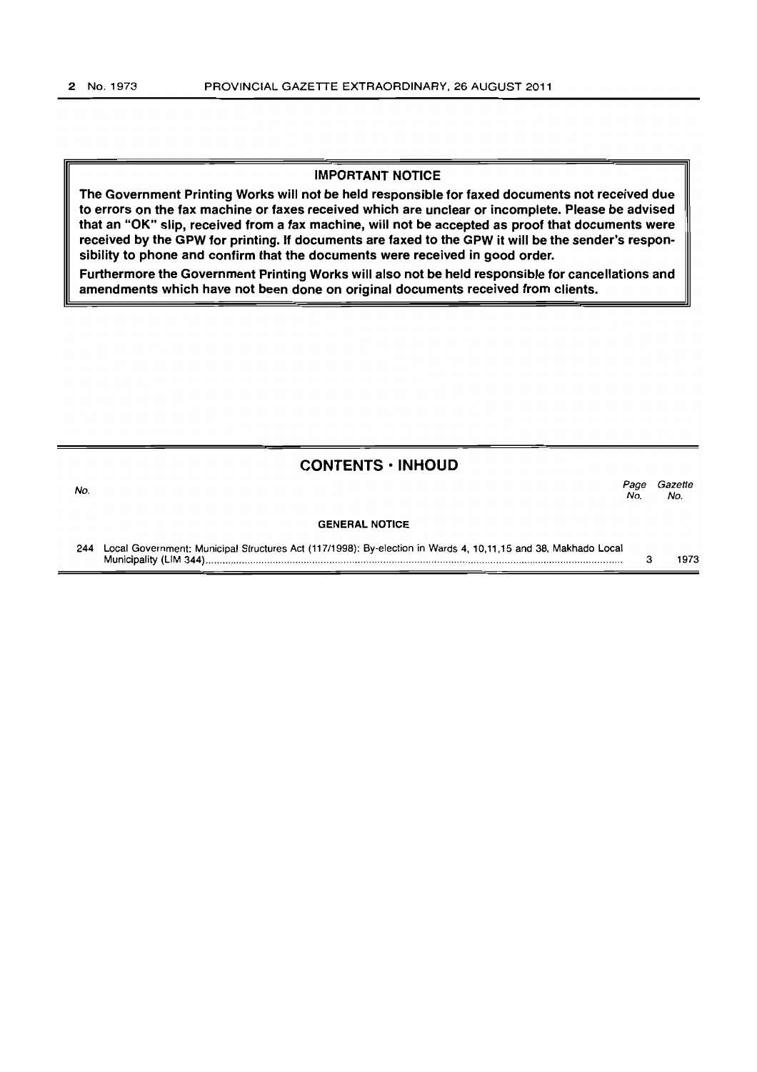## IMPORTANT NOTICE

**The Government Printing Works will not be held responsible for faxed documents not received due to errors on the fax machine or faxes received which are unclear or incomplete. Please be advised that an "OK" slip, received from a fax machine, will not be accepted as proof that documents were received by the GPW for printing. If documents are faxed to the GPW it will be the sender's responsibility to phone and confirm that the documents were received in good order.**

**Furthermore the Government Printing Works will also not be held responsible for cancellations and amendments which have not been done on original documents received from clients.**

## CONTENTS · INHOUD

| No. | | Page No. | Gazette No. |
|---|---|---|---|
| | **GENERAL NOTICE** | | |
| 244 | Local Government: Municipal Structures Act (117/1998): By-election in Wards 4, 10,11,15 and 38, Makhado Local Municipality (LIM 344) | 3 | 1973 |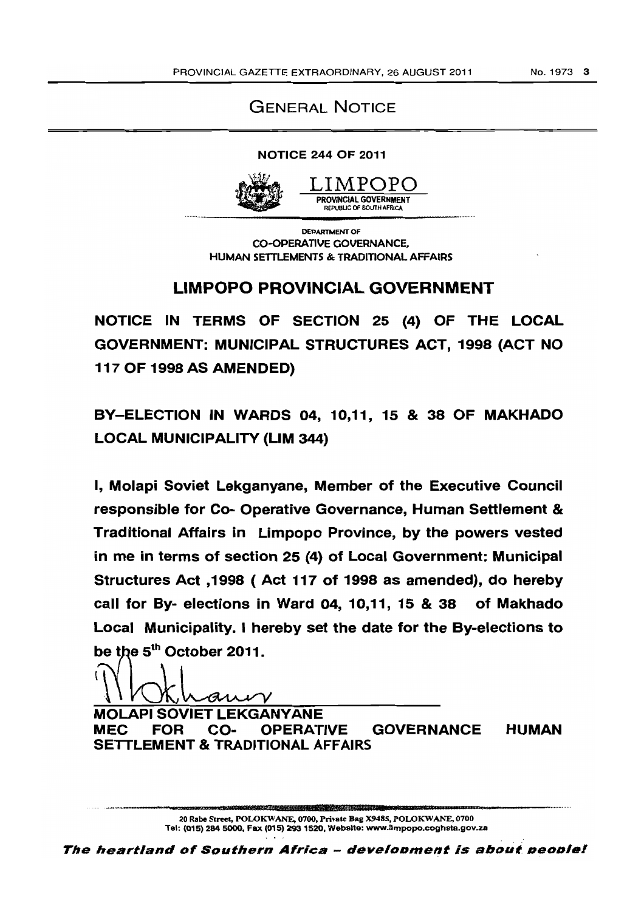# GENERAL NOTICE

**NOTICE 244 OF 2011**

LIMPOPO
PROVINCIAL GOVERNMENT
REPUBLIC OF SOUTH AFRICA

DEPARTMENT OF
CO-OPERATIVE GOVERNANCE,
HUMAN SETTLEMENTS & TRADITIONAL AFFAIRS

## LIMPOPO PROVINCIAL GOVERNMENT

**NOTICE IN TERMS OF SECTION 25 (4) OF THE LOCAL GOVERNMENT: MUNICIPAL STRUCTURES ACT, 1998 (ACT NO 117 OF 1998 AS AMENDED)**

**BY–ELECTION IN WARDS 04, 10,11, 15 & 38 OF MAKHADO LOCAL MUNICIPALITY (LIM 344)**

**I, Molapi Soviet Lekganyane, Member of the Executive Council responsible for Co- Operative Governance, Human Settlement & Traditional Affairs in Limpopo Province, by the powers vested in me in terms of section 25 (4) of Local Government: Municipal Structures Act ,1998 ( Act 117 of 1998 as amended), do hereby call for By- elections in Ward 04, 10,11, 15 & 38 of Makhado Local Municipality. I hereby set the date for the By-elections to be the 5th October 2011.**

**MOLAPI SOVIET LEKGANYANE**
**MEC FOR CO- OPERATIVE GOVERNANCE HUMAN SETTLEMENT & TRADITIONAL AFFAIRS**

20 Rabe Street, POLOKWANE, 0700, Private Bag X9485, POLOKWANE, 0700
Tel: (015) 284 5000, Fax (015) 293 1520, Website: www.limpopo.coghsta.gov.za

*The heartland of Southern Africa – development is about people!*